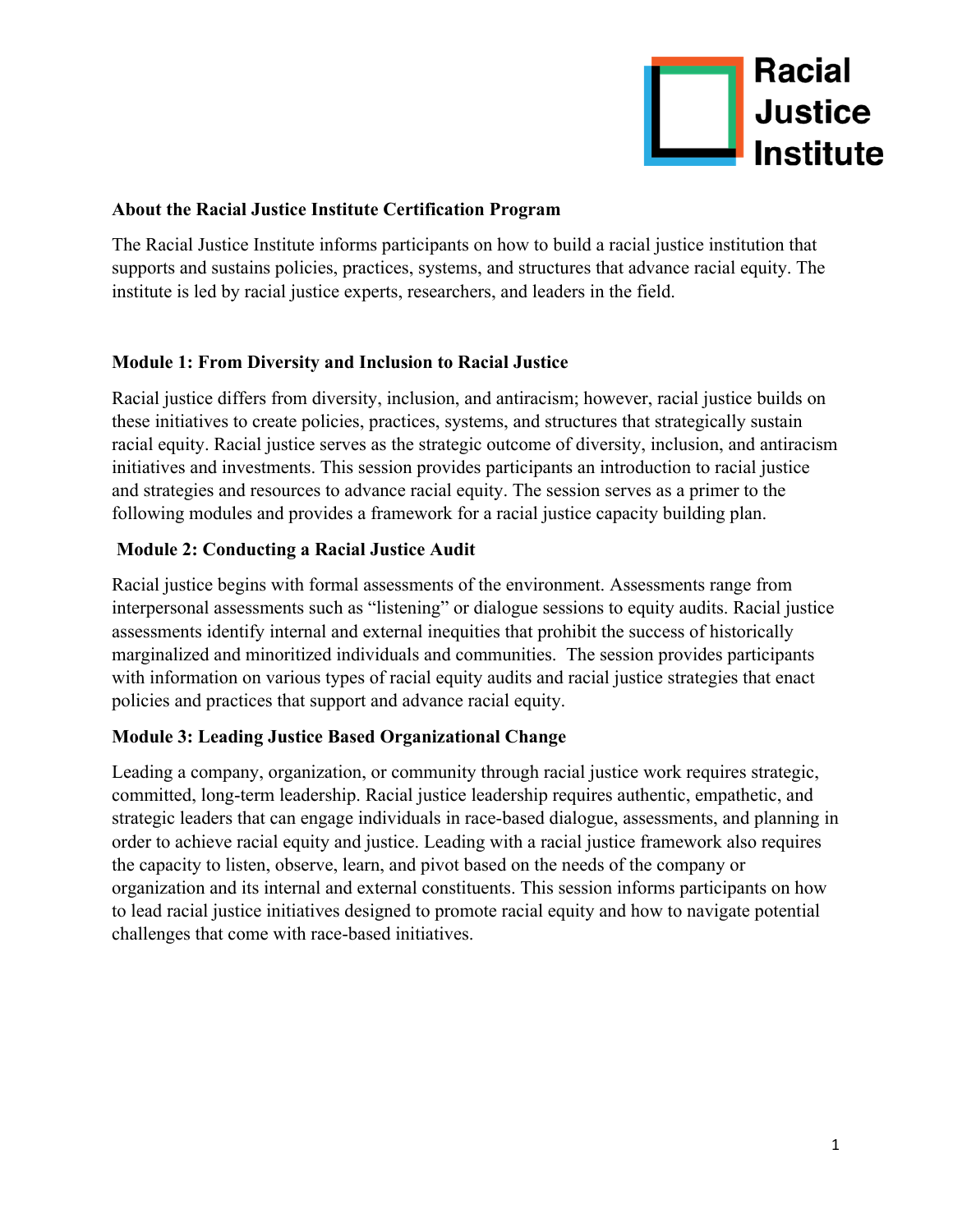Racial Justice Institute

## About the Racial Justice Institute Certification Program

The Racial Justice Institute informs participants on how to build a racial justice institution that supports and sustains policies, practices, systems, and structures that advance racial equity. The institute is led by racial justice experts, researchers, and leaders in the field.

### Module 1: From Diversity and Inclusion to Racial Justice

Racial justice differs from diversity, inclusion, and antiracism; however, racial justice builds on these initiatives to create policies, practices, systems, and structures that strategically sustain racial equity. Racial justice serves as the strategic outcome of diversity, inclusion, and antiracism initiatives and investments. This session provides participants an introduction to racial justice and strategies and resources to advance racial equity. The session serves as a primer to the following modules and provides a framework for a racial justice capacity building plan.

### Module 2: Conducting a Racial Justice Audit

Racial justice begins with formal assessments of the environment. Assessments range from interpersonal assessments such as "listening" or dialogue sessions to equity audits. Racial justice assessments identify internal and external inequities that prohibit the success of historically marginalized and minoritized individuals and communities. The session provides participants with information on various types of racial equity audits and racial justice strategies that enact policies and practices that support and advance racial equity.

### Module 3: Leading Justice Based Organizational Change

Leading a company, organization, or community through racial justice work requires strategic, committed, long-term leadership. Racial justice leadership requires authentic, empathetic, and strategic leaders that can engage individuals in race-based dialogue, assessments, and planning in order to achieve racial equity and justice. Leading with a racial justice framework also requires the capacity to listen, observe, learn, and pivot based on the needs of the company or organization and its internal and external constituents. This session informs participants on how to lead racial justice initiatives designed to promote racial equity and how to navigate potential challenges that come with race-based initiatives.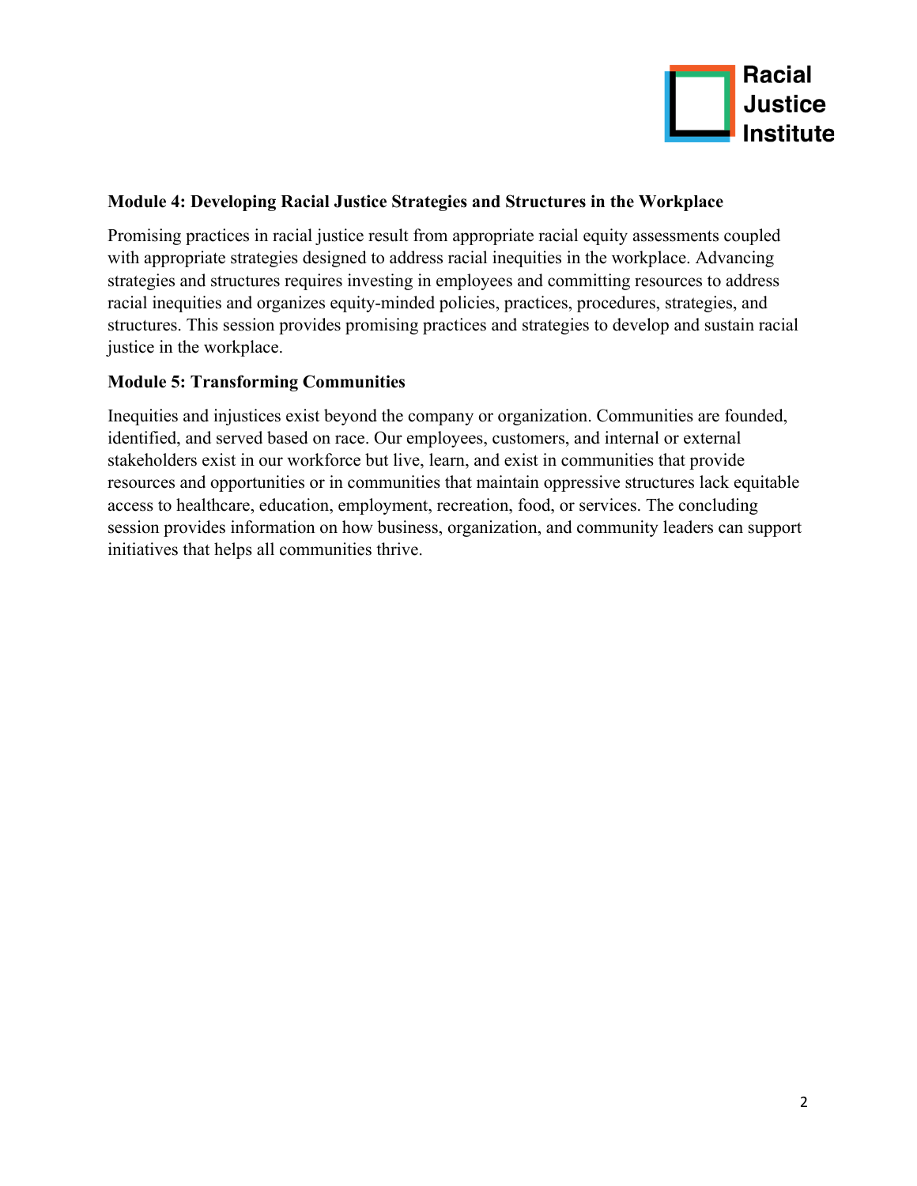**Module 4: Developing Racial Justice Strategies and Structures in the Workplace**

Promising practices in racial justice result from appropriate racial equity assessments coupled with appropriate strategies designed to address racial inequities in the workplace. Advancing strategies and structures requires investing in employees and committing resources to address racial inequities and organizes equity-minded policies, practices, procedures, strategies, and structures. This session provides promising practices and strategies to develop and sustain racial justice in the workplace.

**Module 5: Transforming Communities**

Inequities and injustices exist beyond the company or organization. Communities are founded, identified, and served based on race. Our employees, customers, and internal or external stakeholders exist in our workforce but live, learn, and exist in communities that provide resources and opportunities or in communities that maintain oppressive structures lack equitable access to healthcare, education, employment, recreation, food, or services. The concluding session provides information on how business, organization, and community leaders can support initiatives that helps all communities thrive.